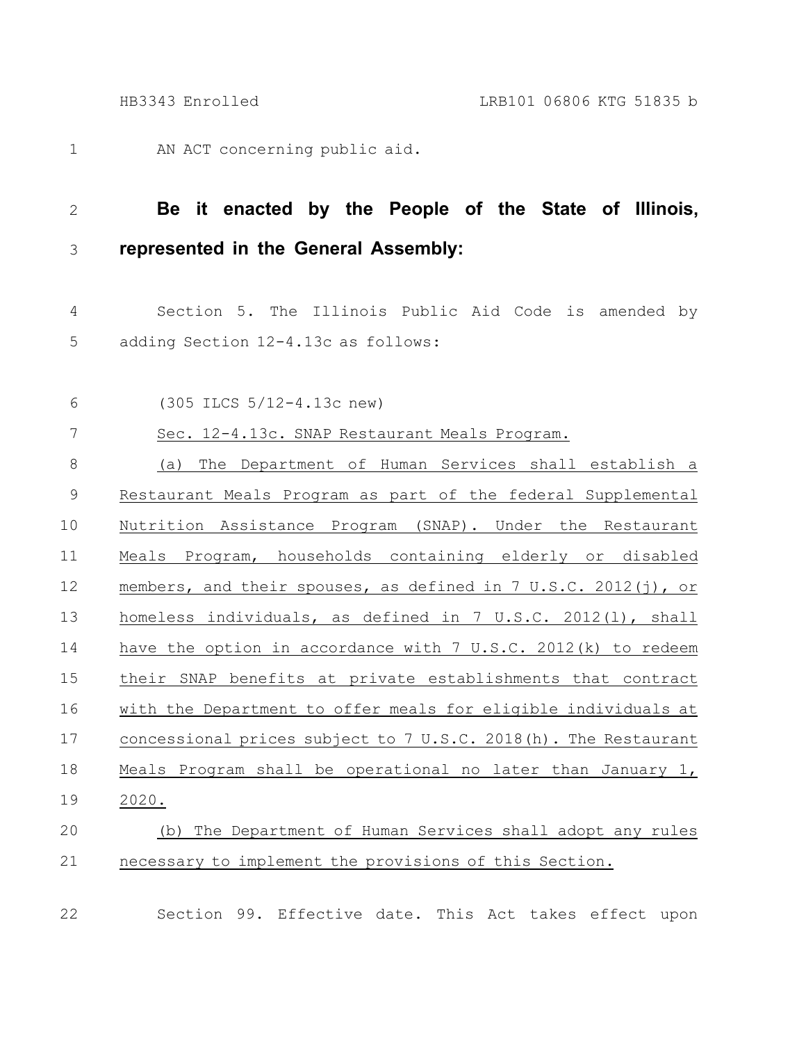AN ACT concerning public aid.

**Be it enacted by the People of the State of Illinois, represented in the General Assembly:**

Section 5. The Illinois Public Aid Code is amended by adding Section 12-4.13c as follows:

(305 ILCS 5/12-4.13c new)

Sec. 12-4.13c. SNAP Restaurant Meals Program.

(a) The Department of Human Services shall establish a Restaurant Meals Program as part of the federal Supplemental Nutrition Assistance Program (SNAP). Under the Restaurant Meals Program, households containing elderly or disabled members, and their spouses, as defined in 7 U.S.C. 2012(j), or homeless individuals, as defined in 7 U.S.C. 2012(l), shall have the option in accordance with 7 U.S.C. 2012(k) to redeem their SNAP benefits at private establishments that contract with the Department to offer meals for eligible individuals at concessional prices subject to 7 U.S.C. 2018(h). The Restaurant Meals Program shall be operational no later than January 1, 2020.

(b) The Department of Human Services shall adopt any rules necessary to implement the provisions of this Section.

Section 99. Effective date. This Act takes effect upon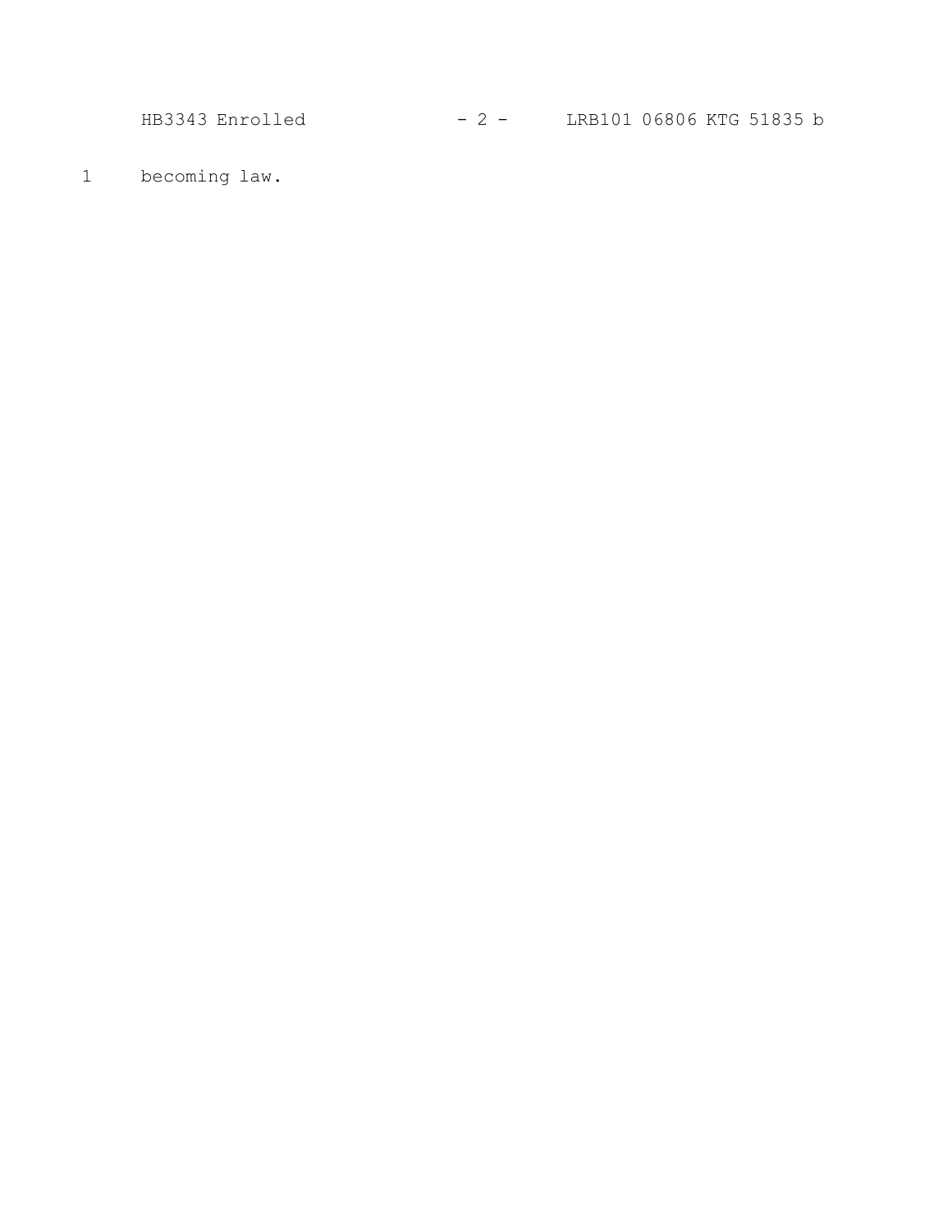becoming law.